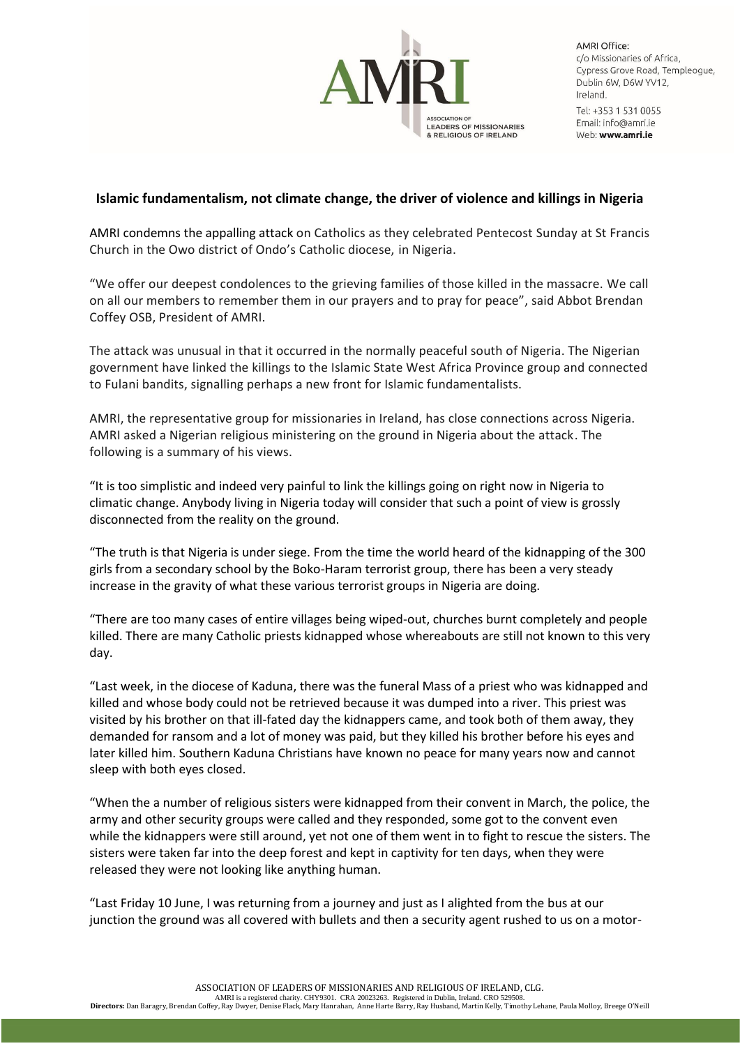AMRI Office:
c/o Missionaries of Africa,
Cypress Grove Road, Templeogue,
Dublin 6W, D6W YV12,
Ireland.
Tel: +353 1 531 0055
Email: info@amri.ie
Web: **www.amri.ie**

## Islamic fundamentalism, not climate change, the driver of violence and killings in Nigeria

AMRI condemns the appalling attack on Catholics as they celebrated Pentecost Sunday at St Francis Church in the Owo district of Ondo's Catholic diocese, in Nigeria.

"We offer our deepest condolences to the grieving families of those killed in the massacre. We call on all our members to remember them in our prayers and to pray for peace", said Abbot Brendan Coffey OSB, President of AMRI.

The attack was unusual in that it occurred in the normally peaceful south of Nigeria. The Nigerian government have linked the killings to the Islamic State West Africa Province group and connected to Fulani bandits, signalling perhaps a new front for Islamic fundamentalists.

AMRI, the representative group for missionaries in Ireland, has close connections across Nigeria. AMRI asked a Nigerian religious ministering on the ground in Nigeria about the attack. The following is a summary of his views.

"It is too simplistic and indeed very painful to link the killings going on right now in Nigeria to climatic change. Anybody living in Nigeria today will consider that such a point of view is grossly disconnected from the reality on the ground.

"The truth is that Nigeria is under siege. From the time the world heard of the kidnapping of the 300 girls from a secondary school by the Boko-Haram terrorist group, there has been a very steady increase in the gravity of what these various terrorist groups in Nigeria are doing.

"There are too many cases of entire villages being wiped-out, churches burnt completely and people killed. There are many Catholic priests kidnapped whose whereabouts are still not known to this very day.

"Last week, in the diocese of Kaduna, there was the funeral Mass of a priest who was kidnapped and killed and whose body could not be retrieved because it was dumped into a river. This priest was visited by his brother on that ill-fated day the kidnappers came, and took both of them away, they demanded for ransom and a lot of money was paid, but they killed his brother before his eyes and later killed him. Southern Kaduna Christians have known no peace for many years now and cannot sleep with both eyes closed.

"When the a number of religious sisters were kidnapped from their convent in March, the police, the army and other security groups were called and they responded, some got to the convent even while the kidnappers were still around, yet not one of them went in to fight to rescue the sisters. The sisters were taken far into the deep forest and kept in captivity for ten days, when they were released they were not looking like anything human.

"Last Friday 10 June, I was returning from a journey and just as I alighted from the bus at our junction the ground was all covered with bullets and then a security agent rushed to us on a motor-

ASSOCIATION OF LEADERS OF MISSIONARIES AND RELIGIOUS OF IRELAND, CLG.
AMRI is a registered charity. CHY9301. CRA 20023263. Registered in Dublin, Ireland. CRO 529508.
**Directors:** Dan Baragry, Brendan Coffey, Ray Dwyer, Denise Flack, Mary Hanrahan, Anne Harte Barry, Ray Husband, Martin Kelly, Timothy Lehane, Paula Molloy, Breege O'Neill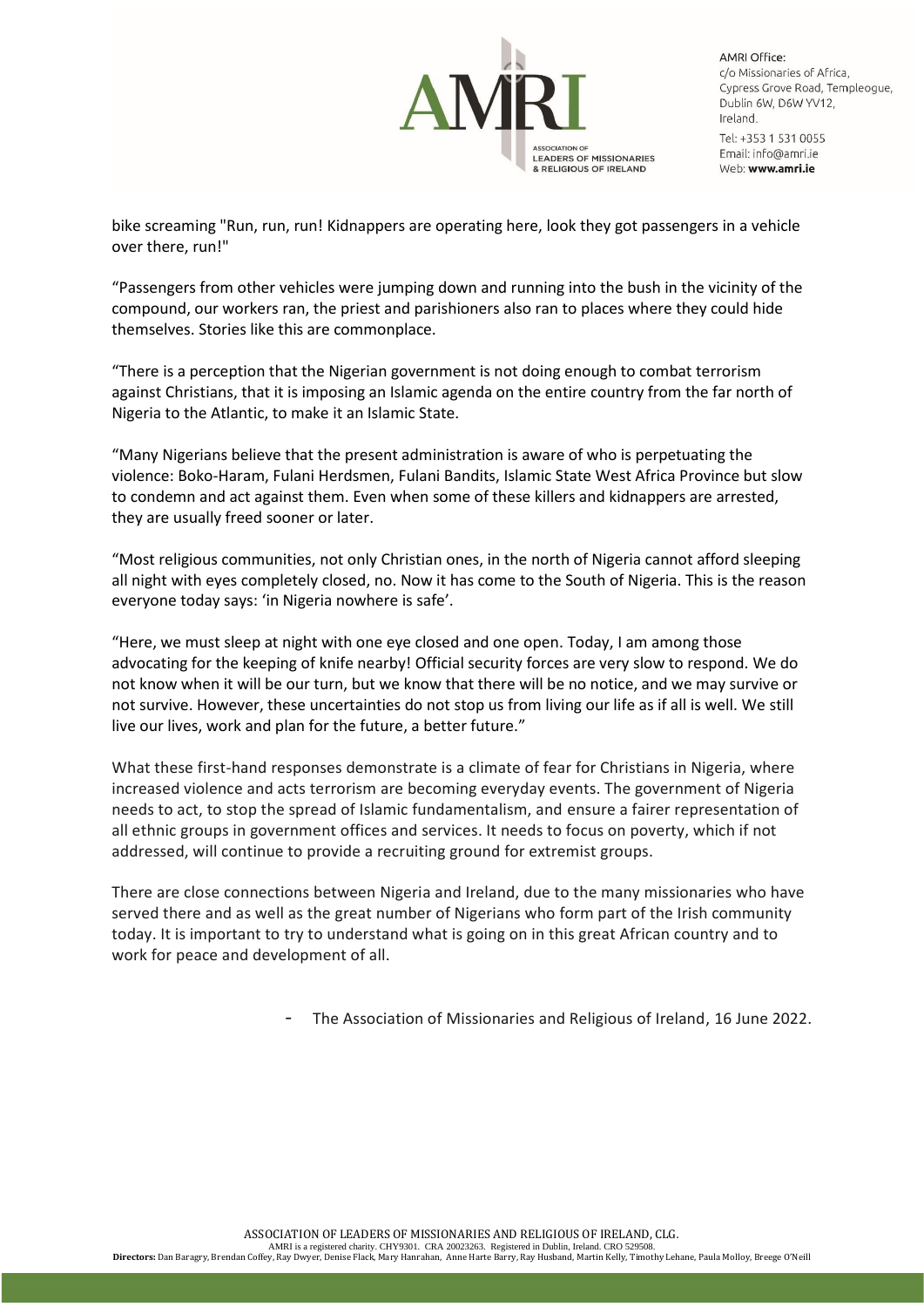bike screaming "Run, run, run! Kidnappers are operating here, look they got passengers in a vehicle over there, run!"

“Passengers from other vehicles were jumping down and running into the bush in the vicinity of the compound, our workers ran, the priest and parishioners also ran to places where they could hide themselves. Stories like this are commonplace.

“There is a perception that the Nigerian government is not doing enough to combat terrorism against Christians, that it is imposing an Islamic agenda on the entire country from the far north of Nigeria to the Atlantic, to make it an Islamic State.

“Many Nigerians believe that the present administration is aware of who is perpetuating the violence: Boko-Haram, Fulani Herdsmen, Fulani Bandits, Islamic State West Africa Province but slow to condemn and act against them. Even when some of these killers and kidnappers are arrested, they are usually freed sooner or later.

“Most religious communities, not only Christian ones, in the north of Nigeria cannot afford sleeping all night with eyes completely closed, no. Now it has come to the South of Nigeria. This is the reason everyone today says: ‘in Nigeria nowhere is safe’.

“Here, we must sleep at night with one eye closed and one open. Today, I am among those advocating for the keeping of knife nearby! Official security forces are very slow to respond. We do not know when it will be our turn, but we know that there will be no notice, and we may survive or not survive. However, these uncertainties do not stop us from living our life as if all is well. We still live our lives, work and plan for the future, a better future.”

What these first-hand responses demonstrate is a climate of fear for Christians in Nigeria, where increased violence and acts terrorism are becoming everyday events. The government of Nigeria needs to act, to stop the spread of Islamic fundamentalism, and ensure a fairer representation of all ethnic groups in government offices and services. It needs to focus on poverty, which if not addressed, will continue to provide a recruiting ground for extremist groups.

There are close connections between Nigeria and Ireland, due to the many missionaries who have served there and as well as the great number of Nigerians who form part of the Irish community today. It is important to try to understand what is going on in this great African country and to work for peace and development of all.

- The Association of Missionaries and Religious of Ireland, 16 June 2022.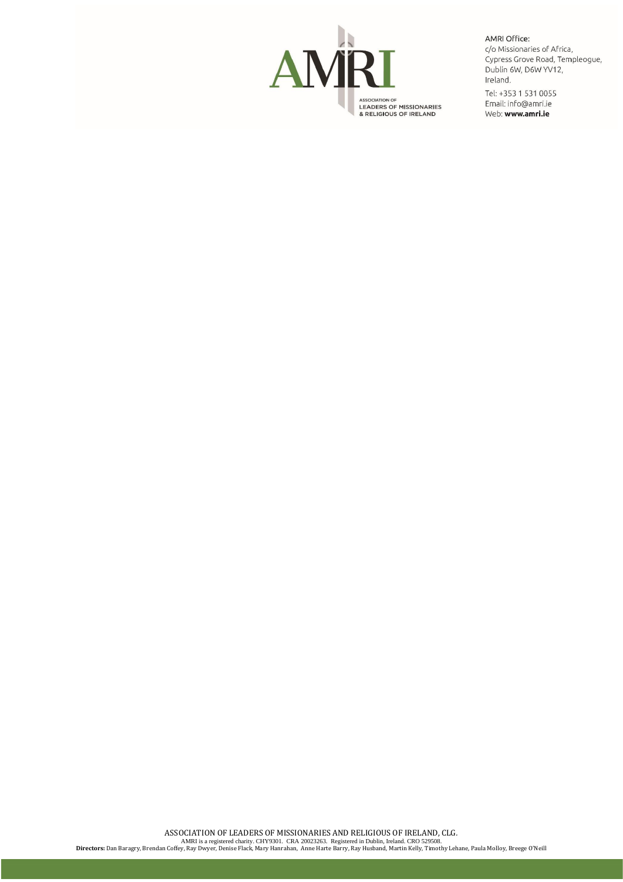AMRI

ASSOCIATION OF
LEADERS OF MISSIONARIES
& RELIGIOUS OF IRELAND

AMRI Office:
c/o Missionaries of Africa,
Cypress Grove Road, Templeogue,
Dublin 6W, D6W YV12,
Ireland.

Tel: +353 1 531 0055
Email: info@amri.ie
Web: **www.amri.ie**

ASSOCIATION OF LEADERS OF MISSIONARIES AND RELIGIOUS OF IRELAND, CLG.
AMRI is a registered charity. CHY9301. CRA 20023263. Registered in Dublin, Ireland. CRO 529508.
**Directors:** Dan Baragry, Brendan Coffey, Ray Dwyer, Denise Flack, Mary Hanrahan, Anne Harte Barry, Ray Husband, Martin Kelly, Timothy Lehane, Paula Molloy, Breege O'Neill